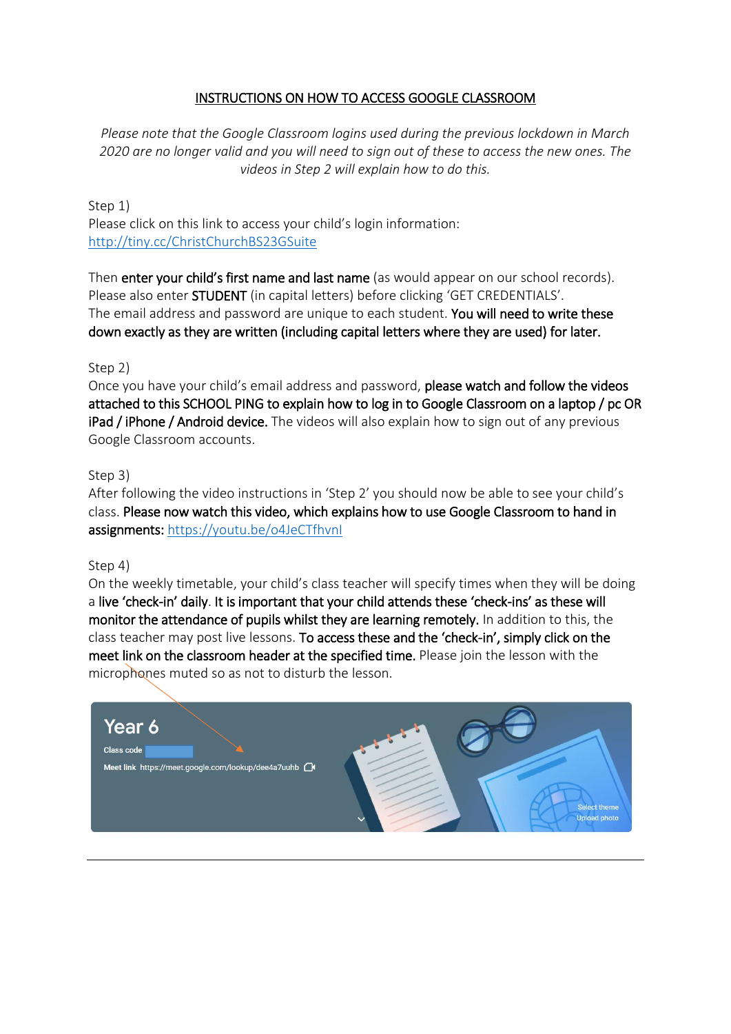# INSTRUCTIONS ON HOW TO ACCESS GOOGLE CLASSROOM

*Please note that the Google Classroom logins used during the previous lockdown in March 2020 are no longer valid and you will need to sign out of these to access the new ones. The videos in Step 2 will explain how to do this.*

Step 1)
Please click on this link to access your child's login information:
http://tiny.cc/ChristChurchBS23GSuite

Then **enter your child's first name and last name** (as would appear on our school records). Please also enter **STUDENT** (in capital letters) before clicking 'GET CREDENTIALS'. The email address and password are unique to each student. **You will need to write these down exactly as they are written (including capital letters where they are used) for later.**

Step 2)
Once you have your child's email address and password, **please watch and follow the videos attached to this SCHOOL PING to explain how to log in to Google Classroom on a laptop / pc OR iPad / iPhone / Android device.** The videos will also explain how to sign out of any previous Google Classroom accounts.

Step 3)
After following the video instructions in 'Step 2' you should now be able to see your child's class. **Please now watch this video, which explains how to use Google Classroom to hand in assignments:** https://youtu.be/o4JeCTfhvnI

Step 4)
On the weekly timetable, your child's class teacher will specify times when they will be doing a **live 'check-in' daily**. **It is important that your child attends these 'check-ins' as these will monitor the attendance of pupils whilst they are learning remotely.** In addition to this, the class teacher may post live lessons. **To access these and the 'check-in', simply click on the meet link on the classroom header at the specified time.** Please join the lesson with the microphones muted so as not to disturb the lesson.

Year 6

Class code

Meet link https://meet.google.com/lookup/dee4a7uuhb

Select theme
Upload photo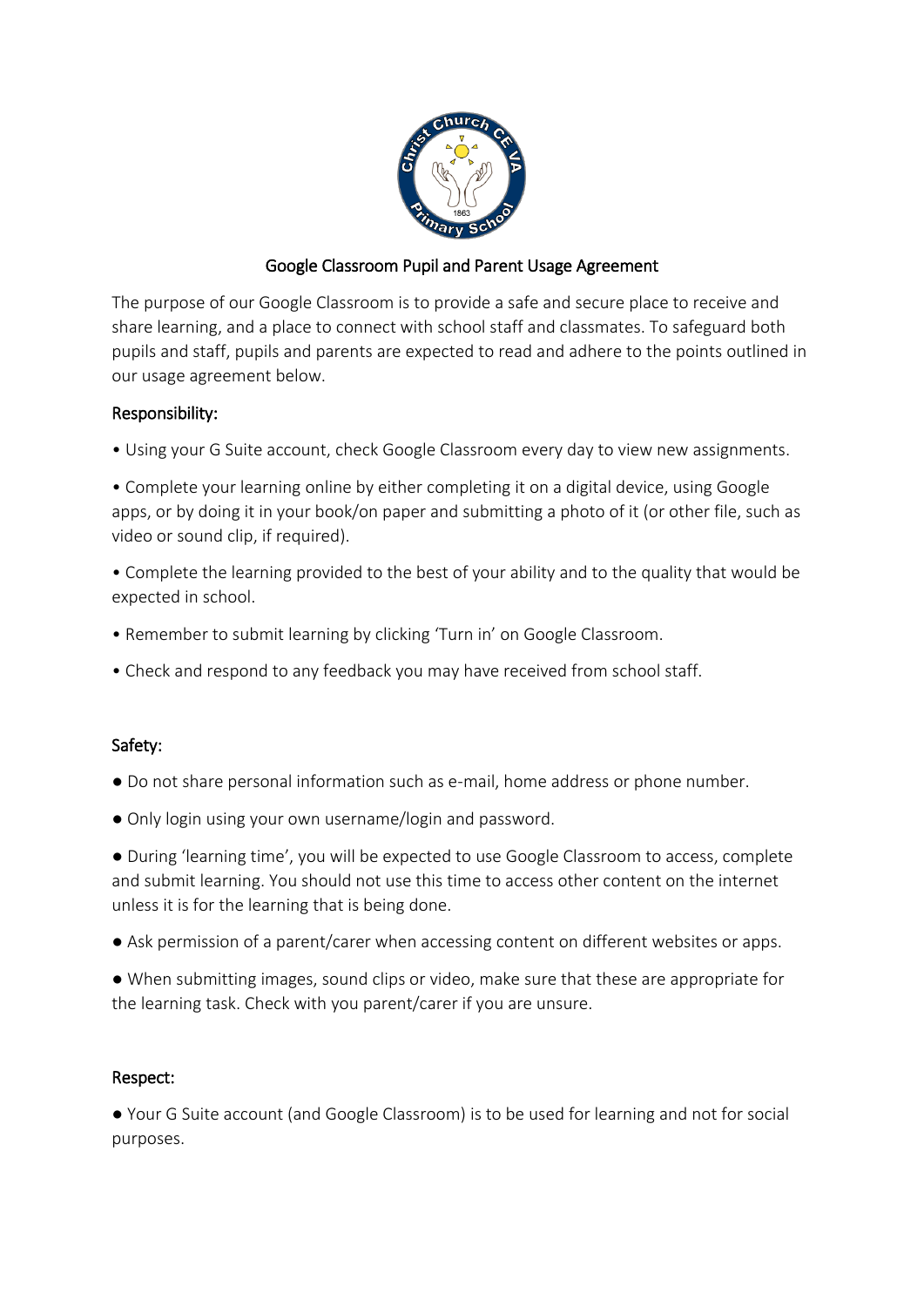## Google Classroom Pupil and Parent Usage Agreement

The purpose of our Google Classroom is to provide a safe and secure place to receive and share learning, and a place to connect with school staff and classmates. To safeguard both pupils and staff, pupils and parents are expected to read and adhere to the points outlined in our usage agreement below.

### Responsibility:

- Using your G Suite account, check Google Classroom every day to view new assignments.
- Complete your learning online by either completing it on a digital device, using Google apps, or by doing it in your book/on paper and submitting a photo of it (or other file, such as video or sound clip, if required).
- Complete the learning provided to the best of your ability and to the quality that would be expected in school.
- Remember to submit learning by clicking 'Turn in' on Google Classroom.
- Check and respond to any feedback you may have received from school staff.

### Safety:

- Do not share personal information such as e-mail, home address or phone number.
- Only login using your own username/login and password.
- During 'learning time', you will be expected to use Google Classroom to access, complete and submit learning. You should not use this time to access other content on the internet unless it is for the learning that is being done.
- Ask permission of a parent/carer when accessing content on different websites or apps.
- When submitting images, sound clips or video, make sure that these are appropriate for the learning task. Check with you parent/carer if you are unsure.

### Respect:

- Your G Suite account (and Google Classroom) is to be used for learning and not for social purposes.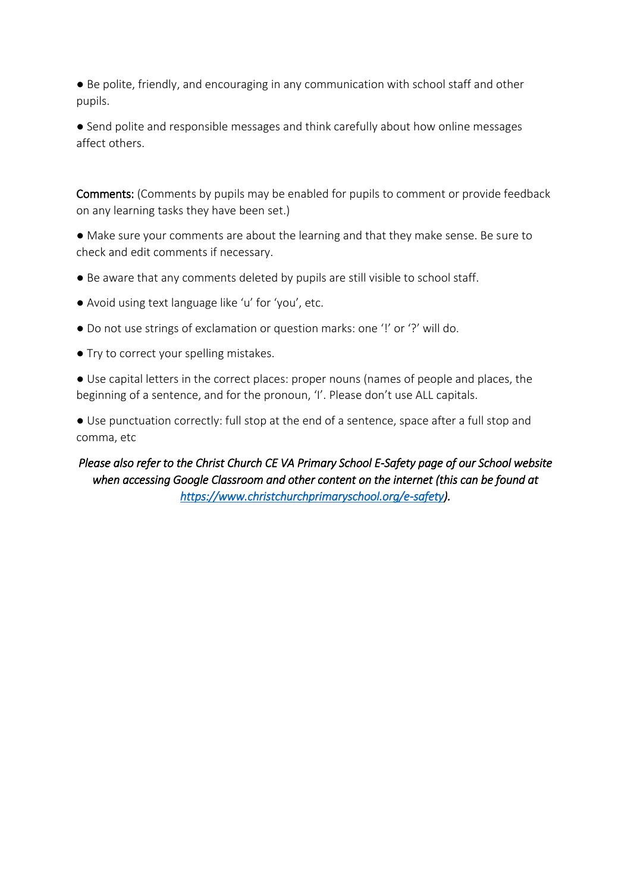● Be polite, friendly, and encouraging in any communication with school staff and other pupils.

● Send polite and responsible messages and think carefully about how online messages affect others.

Comments: (Comments by pupils may be enabled for pupils to comment or provide feedback on any learning tasks they have been set.)

● Make sure your comments are about the learning and that they make sense. Be sure to check and edit comments if necessary.

● Be aware that any comments deleted by pupils are still visible to school staff.

● Avoid using text language like 'u' for 'you', etc.

● Do not use strings of exclamation or question marks: one '!' or '?' will do.

● Try to correct your spelling mistakes.

● Use capital letters in the correct places: proper nouns (names of people and places, the beginning of a sentence, and for the pronoun, 'I'. Please don't use ALL capitals.

● Use punctuation correctly: full stop at the end of a sentence, space after a full stop and comma, etc

*Please also refer to the Christ Church CE VA Primary School E-Safety page of our School website when accessing Google Classroom and other content on the internet (this can be found at [https://www.christchurchprimaryschool.org/e-safety](https://www.christchurchprimaryschool.org/e-safety)).*